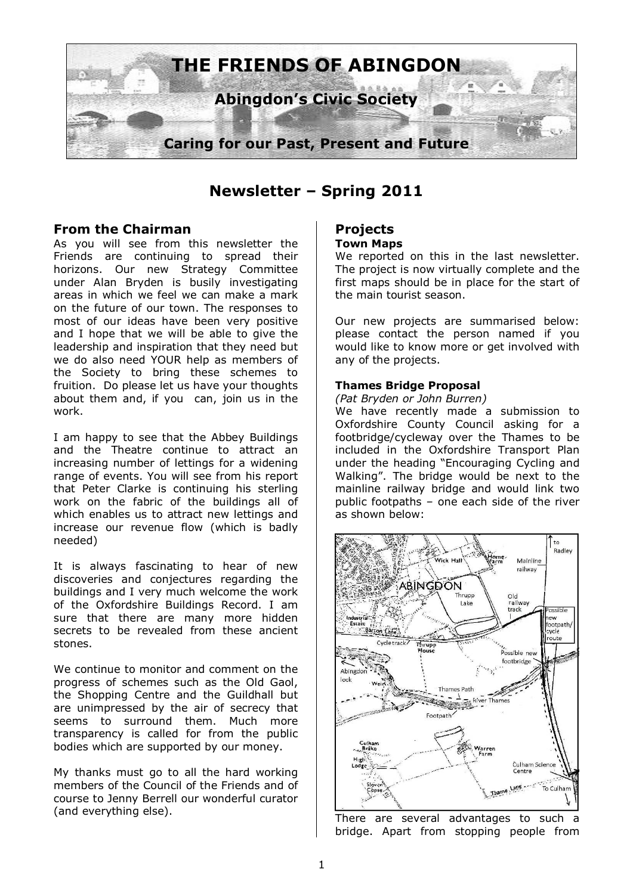# THE FRIENDS OF ABINGDON

**Abingdon's Civic Society**

**Caring for our Past, Present and Future**

## Newsletter – Spring 2011

### From the Chairman

As you will see from this newsletter the Friends are continuing to spread their horizons. Our new Strategy Committee under Alan Bryden is busily investigating areas in which we feel we can make a mark on the future of our town. The responses to most of our ideas have been very positive and I hope that we will be able to give the leadership and inspiration that they need but we do also need YOUR help as members of the Society to bring these schemes to fruition. Do please let us have your thoughts about them and, if you can, join us in the work.

I am happy to see that the Abbey Buildings and the Theatre continue to attract an increasing number of lettings for a widening range of events. You will see from his report that Peter Clarke is continuing his sterling work on the fabric of the buildings all of which enables us to attract new lettings and increase our revenue flow (which is badly needed)

It is always fascinating to hear of new discoveries and conjectures regarding the buildings and I very much welcome the work of the Oxfordshire Buildings Record. I am sure that there are many more hidden secrets to be revealed from these ancient stones.

We continue to monitor and comment on the progress of schemes such as the Old Gaol, the Shopping Centre and the Guildhall but are unimpressed by the air of secrecy that seems to surround them. Much more transparency is called for from the public bodies which are supported by our money.

My thanks must go to all the hard working members of the Council of the Friends and of course to Jenny Berrell our wonderful curator (and everything else).

### Projects

**Town Maps**

We reported on this in the last newsletter. The project is now virtually complete and the first maps should be in place for the start of the main tourist season.

Our new projects are summarised below: please contact the person named if you would like to know more or get involved with any of the projects.

**Thames Bridge Proposal**

*(Pat Bryden or John Burren)*

We have recently made a submission to Oxfordshire County Council asking for a footbridge/cycleway over the Thames to be included in the Oxfordshire Transport Plan under the heading "Encouraging Cycling and Walking". The bridge would be next to the mainline railway bridge and would link two public footpaths – one each side of the river as shown below:

There are several advantages to such a bridge. Apart from stopping people from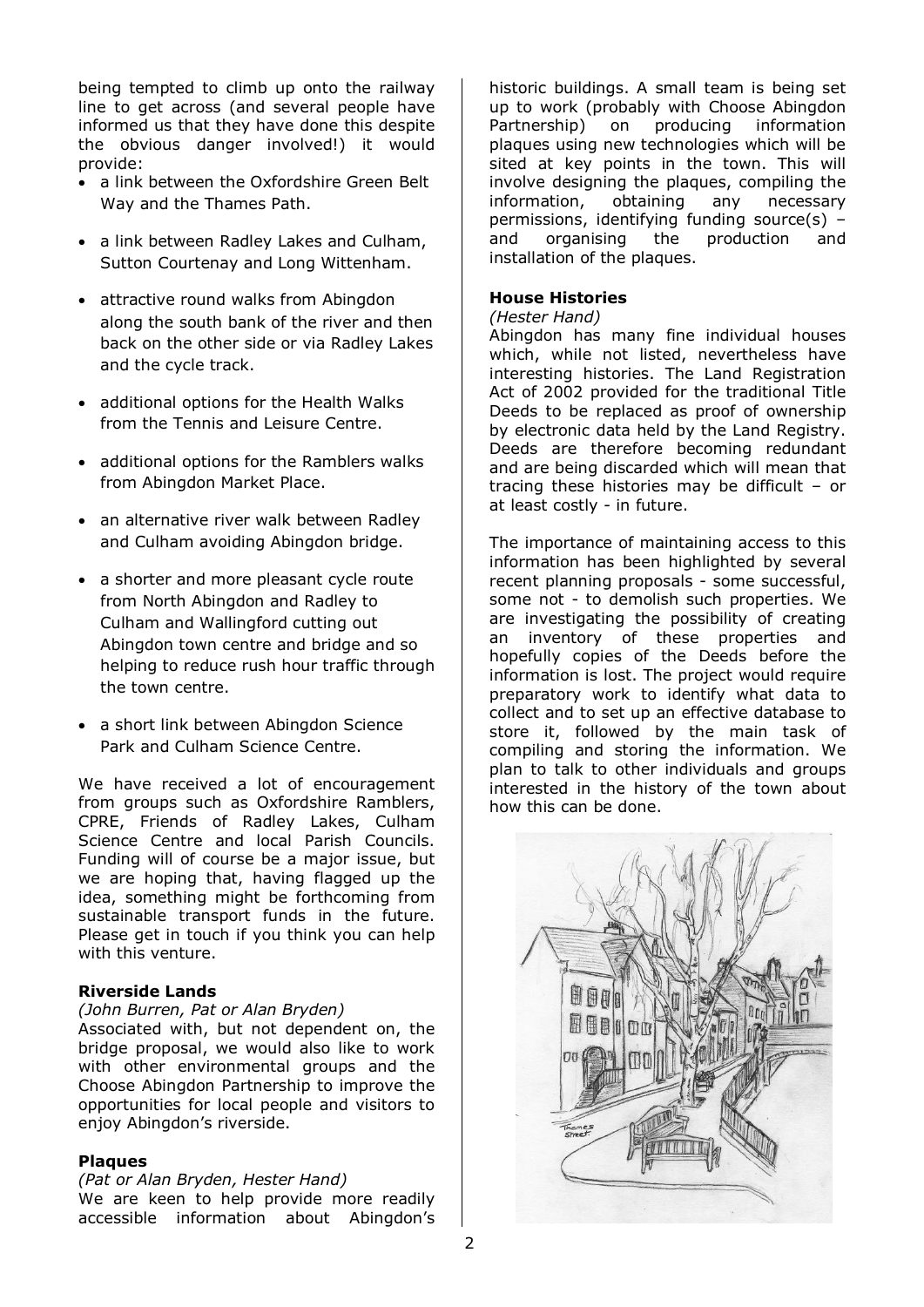being tempted to climb up onto the railway line to get across (and several people have informed us that they have done this despite the obvious danger involved!) it would provide:

- a link between the Oxfordshire Green Belt Way and the Thames Path.
- a link between Radley Lakes and Culham, Sutton Courtenay and Long Wittenham.
- attractive round walks from Abingdon along the south bank of the river and then back on the other side or via Radley Lakes and the cycle track.
- additional options for the Health Walks from the Tennis and Leisure Centre.
- additional options for the Ramblers walks from Abingdon Market Place.
- an alternative river walk between Radley and Culham avoiding Abingdon bridge.
- a shorter and more pleasant cycle route from North Abingdon and Radley to Culham and Wallingford cutting out Abingdon town centre and bridge and so helping to reduce rush hour traffic through the town centre.
- a short link between Abingdon Science Park and Culham Science Centre.

We have received a lot of encouragement from groups such as Oxfordshire Ramblers, CPRE, Friends of Radley Lakes, Culham Science Centre and local Parish Councils. Funding will of course be a major issue, but we are hoping that, having flagged up the idea, something might be forthcoming from sustainable transport funds in the future. Please get in touch if you think you can help with this venture.

**Riverside Lands**
*(John Burren, Pat or Alan Bryden)*
Associated with, but not dependent on, the bridge proposal, we would also like to work with other environmental groups and the Choose Abingdon Partnership to improve the opportunities for local people and visitors to enjoy Abingdon's riverside.

**Plaques**
*(Pat or Alan Bryden, Hester Hand)*
We are keen to help provide more readily accessible information about Abingdon's historic buildings. A small team is being set up to work (probably with Choose Abingdon Partnership) on producing information plaques using new technologies which will be sited at key points in the town. This will involve designing the plaques, compiling the information, obtaining any necessary permissions, identifying funding source(s) – and organising the production and installation of the plaques.

**House Histories**
*(Hester Hand)*
Abingdon has many fine individual houses which, while not listed, nevertheless have interesting histories. The Land Registration Act of 2002 provided for the traditional Title Deeds to be replaced as proof of ownership by electronic data held by the Land Registry. Deeds are therefore becoming redundant and are being discarded which will mean that tracing these histories may be difficult – or at least costly - in future.

The importance of maintaining access to this information has been highlighted by several recent planning proposals - some successful, some not - to demolish such properties. We are investigating the possibility of creating an inventory of these properties and hopefully copies of the Deeds before the information is lost. The project would require preparatory work to identify what data to collect and to set up an effective database to store it, followed by the main task of compiling and storing the information. We plan to talk to other individuals and groups interested in the history of the town about how this can be done.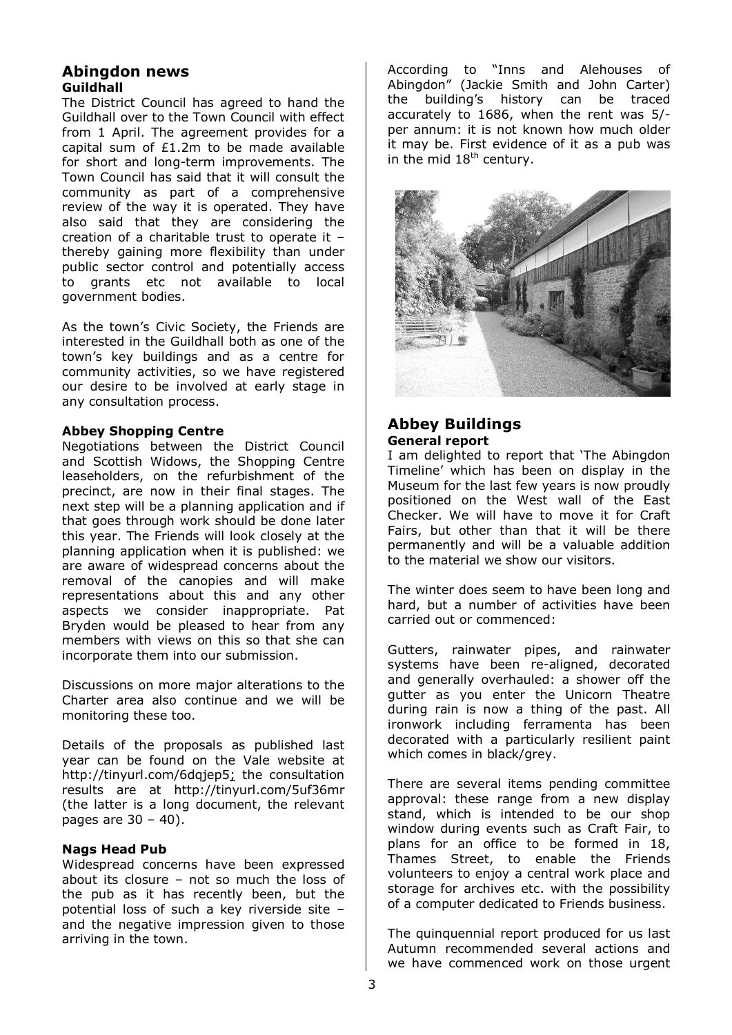## Abingdon news

### Guildhall

The District Council has agreed to hand the Guildhall over to the Town Council with effect from 1 April. The agreement provides for a capital sum of £1.2m to be made available for short and long-term improvements. The Town Council has said that it will consult the community as part of a comprehensive review of the way it is operated. They have also said that they are considering the creation of a charitable trust to operate it – thereby gaining more flexibility than under public sector control and potentially access to grants etc not available to local government bodies.

As the town's Civic Society, the Friends are interested in the Guildhall both as one of the town's key buildings and as a centre for community activities, so we have registered our desire to be involved at early stage in any consultation process.

### Abbey Shopping Centre

Negotiations between the District Council and Scottish Widows, the Shopping Centre leaseholders, on the refurbishment of the precinct, are now in their final stages. The next step will be a planning application and if that goes through work should be done later this year. The Friends will look closely at the planning application when it is published: we are aware of widespread concerns about the removal of the canopies and will make representations about this and any other aspects we consider inappropriate. Pat Bryden would be pleased to hear from any members with views on this so that she can incorporate them into our submission.

Discussions on more major alterations to the Charter area also continue and we will be monitoring these too.

Details of the proposals as published last year can be found on the Vale website at http://tinyurl.com/6dqjep5; the consultation results are at http://tinyurl.com/5uf36mr (the latter is a long document, the relevant pages are 30 – 40).

### Nags Head Pub

Widespread concerns have been expressed about its closure – not so much the loss of the pub as it has recently been, but the potential loss of such a key riverside site – and the negative impression given to those arriving in the town.

According to "Inns and Alehouses of Abingdon" (Jackie Smith and John Carter) the building's history can be traced accurately to 1686, when the rent was 5/- per annum: it is not known how much older it may be. First evidence of it as a pub was in the mid 18th century.

## Abbey Buildings

### General report

I am delighted to report that 'The Abingdon Timeline' which has been on display in the Museum for the last few years is now proudly positioned on the West wall of the East Checker. We will have to move it for Craft Fairs, but other than that it will be there permanently and will be a valuable addition to the material we show our visitors.

The winter does seem to have been long and hard, but a number of activities have been carried out or commenced:

Gutters, rainwater pipes, and rainwater systems have been re-aligned, decorated and generally overhauled: a shower off the gutter as you enter the Unicorn Theatre during rain is now a thing of the past. All ironwork including ferramenta has been decorated with a particularly resilient paint which comes in black/grey.

There are several items pending committee approval: these range from a new display stand, which is intended to be our shop window during events such as Craft Fair, to plans for an office to be formed in 18, Thames Street, to enable the Friends volunteers to enjoy a central work place and storage for archives etc. with the possibility of a computer dedicated to Friends business.

The quinquennial report produced for us last Autumn recommended several actions and we have commenced work on those urgent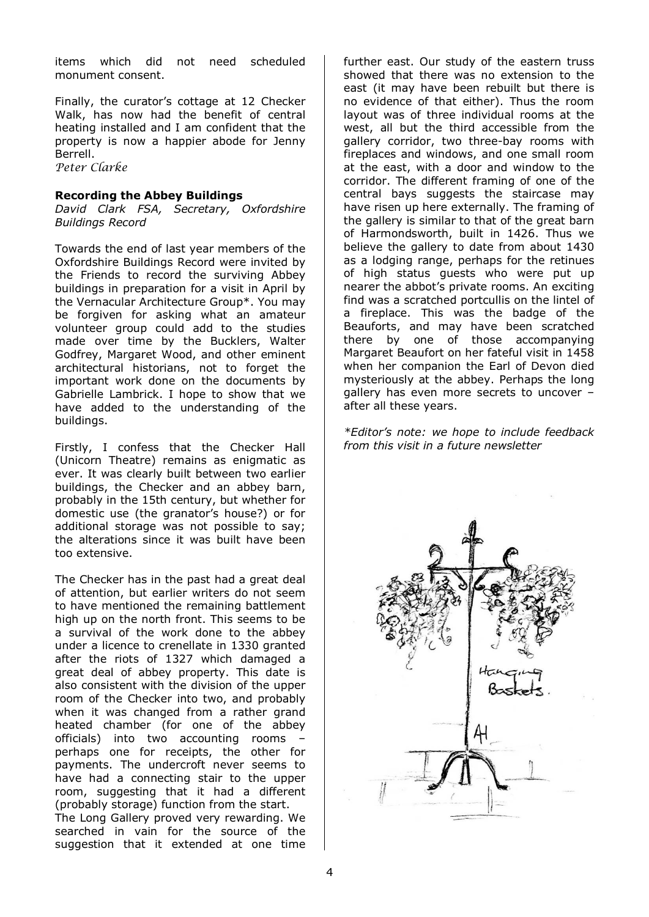items which did not need scheduled monument consent.

Finally, the curator's cottage at 12 Checker Walk, has now had the benefit of central heating installed and I am confident that the property is now a happier abode for Jenny Berrell.

*Peter Clarke*

**Recording the Abbey Buildings**

*David Clark FSA, Secretary, Oxfordshire Buildings Record*

Towards the end of last year members of the Oxfordshire Buildings Record were invited by the Friends to record the surviving Abbey buildings in preparation for a visit in April by the Vernacular Architecture Group*. You may be forgiven for asking what an amateur volunteer group could add to the studies made over time by the Bucklers, Walter Godfrey, Margaret Wood, and other eminent architectural historians, not to forget the important work done on the documents by Gabrielle Lambrick. I hope to show that we have added to the understanding of the buildings.

Firstly, I confess that the Checker Hall (Unicorn Theatre) remains as enigmatic as ever. It was clearly built between two earlier buildings, the Checker and an abbey barn, probably in the 15th century, but whether for domestic use (the granator's house?) or for additional storage was not possible to say; the alterations since it was built have been too extensive.

The Checker has in the past had a great deal of attention, but earlier writers do not seem to have mentioned the remaining battlement high up on the north front. This seems to be a survival of the work done to the abbey under a licence to crenellate in 1330 granted after the riots of 1327 which damaged a great deal of abbey property. This date is also consistent with the division of the upper room of the Checker into two, and probably when it was changed from a rather grand heated chamber (for one of the abbey officials) into two accounting rooms – perhaps one for receipts, the other for payments. The undercroft never seems to have had a connecting stair to the upper room, suggesting that it had a different (probably storage) function from the start.

The Long Gallery proved very rewarding. We searched in vain for the source of the suggestion that it extended at one time further east. Our study of the eastern truss showed that there was no extension to the east (it may have been rebuilt but there is no evidence of that either). Thus the room layout was of three individual rooms at the west, all but the third accessible from the gallery corridor, two three-bay rooms with fireplaces and windows, and one small room at the east, with a door and window to the corridor. The different framing of one of the central bays suggests the staircase may have risen up here externally. The framing of the gallery is similar to that of the great barn of Harmondsworth, built in 1426. Thus we believe the gallery to date from about 1430 as a lodging range, perhaps for the retinues of high status guests who were put up nearer the abbot's private rooms. An exciting find was a scratched portcullis on the lintel of a fireplace. This was the badge of the Beauforts, and may have been scratched there by one of those accompanying Margaret Beaufort on her fateful visit in 1458 when her companion the Earl of Devon died mysteriously at the abbey. Perhaps the long gallery has even more secrets to uncover – after all these years.

*\*Editor's note: we hope to include feedback from this visit in a future newsletter*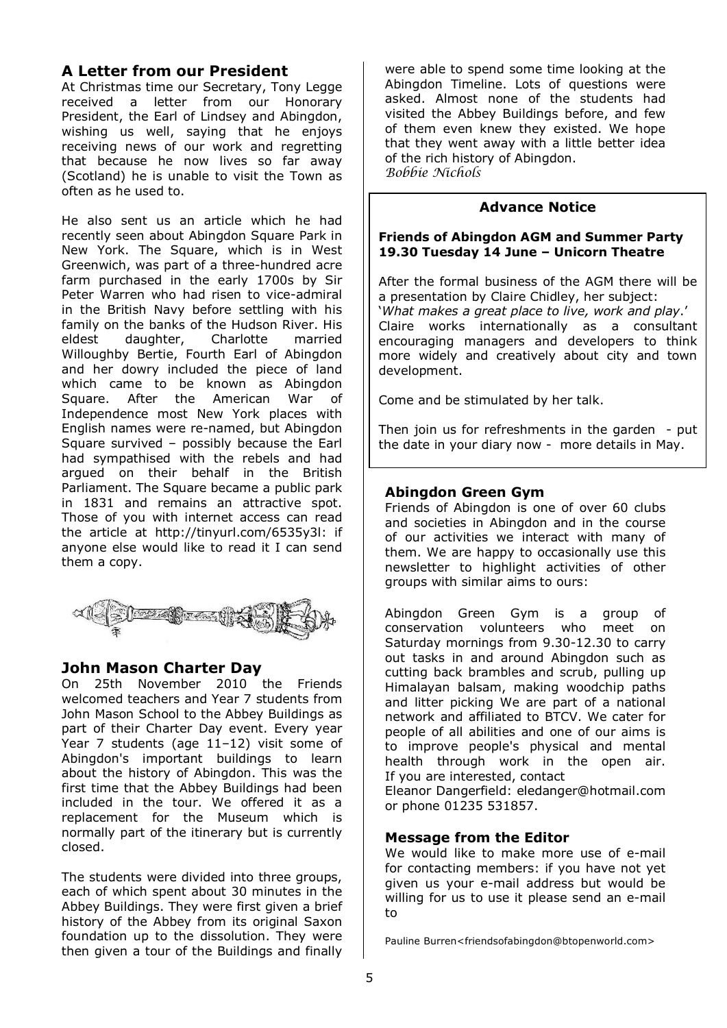## A Letter from our President

At Christmas time our Secretary, Tony Legge received a letter from our Honorary President, the Earl of Lindsey and Abingdon, wishing us well, saying that he enjoys receiving news of our work and regretting that because he now lives so far away (Scotland) he is unable to visit the Town as often as he used to.

He also sent us an article which he had recently seen about Abingdon Square Park in New York. The Square, which is in West Greenwich, was part of a three-hundred acre farm purchased in the early 1700s by Sir Peter Warren who had risen to vice-admiral in the British Navy before settling with his family on the banks of the Hudson River. His eldest daughter, Charlotte married Willoughby Bertie, Fourth Earl of Abingdon and her dowry included the piece of land which came to be known as Abingdon Square. After the American War of Independence most New York places with English names were re-named, but Abingdon Square survived – possibly because the Earl had sympathised with the rebels and had argued on their behalf in the British Parliament. The Square became a public park in 1831 and remains an attractive spot. Those of you with internet access can read the article at http://tinyurl.com/6535y3l: if anyone else would like to read it I can send them a copy.

## John Mason Charter Day

On 25th November 2010 the Friends welcomed teachers and Year 7 students from John Mason School to the Abbey Buildings as part of their Charter Day event. Every year Year 7 students (age 11–12) visit some of Abingdon's important buildings to learn about the history of Abingdon. This was the first time that the Abbey Buildings had been included in the tour. We offered it as a replacement for the Museum which is normally part of the itinerary but is currently closed.

The students were divided into three groups, each of which spent about 30 minutes in the Abbey Buildings. They were first given a brief history of the Abbey from its original Saxon foundation up to the dissolution. They were then given a tour of the Buildings and finally were able to spend some time looking at the Abingdon Timeline. Lots of questions were asked. Almost none of the students had visited the Abbey Buildings before, and few of them even knew they existed. We hope that they went away with a little better idea of the rich history of Abingdon.

*Bobbie Nichols*

### Advance Notice

**Friends of Abingdon AGM and Summer Party 19.30 Tuesday 14 June – Unicorn Theatre**

After the formal business of the AGM there will be a presentation by Claire Chidley, her subject: '*What makes a great place to live, work and play*.' Claire works internationally as a consultant encouraging managers and developers to think more widely and creatively about city and town development.

Come and be stimulated by her talk.

Then join us for refreshments in the garden - put the date in your diary now - more details in May.

## Abingdon Green Gym

Friends of Abingdon is one of over 60 clubs and societies in Abingdon and in the course of our activities we interact with many of them. We are happy to occasionally use this newsletter to highlight activities of other groups with similar aims to ours:

Abingdon Green Gym is a group of conservation volunteers who meet on Saturday mornings from 9.30-12.30 to carry out tasks in and around Abingdon such as cutting back brambles and scrub, pulling up Himalayan balsam, making woodchip paths and litter picking We are part of a national network and affiliated to BTCV. We cater for people of all abilities and one of our aims is to improve people's physical and mental health through work in the open air. If you are interested, contact Eleanor Dangerfield: eledanger@hotmail.com or phone 01235 531857.

## Message from the Editor

We would like to make more use of e-mail for contacting members: if you have not yet given us your e-mail address but would be willing for us to use it please send an e-mail to

Pauline Burren<friendsofabingdon@btopenworld.com>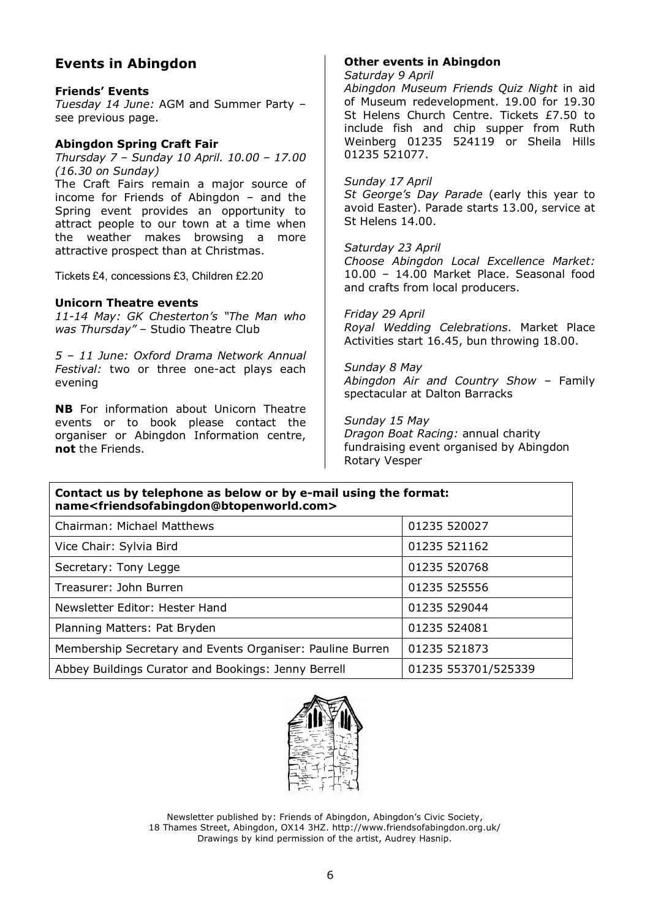## Events in Abingdon

### Friends' Events

*Tuesday 14 June:* AGM and Summer Party – see previous page.

### Abingdon Spring Craft Fair

*Thursday 7 – Sunday 10 April. 10.00 – 17.00 (16.30 on Sunday)*

The Craft Fairs remain a major source of income for Friends of Abingdon – and the Spring event provides an opportunity to attract people to our town at a time when the weather makes browsing a more attractive prospect than at Christmas.

Tickets £4, concessions £3, Children £2.20

### Unicorn Theatre events

*11-14 May: GK Chesterton's "The Man who was Thursday"* – Studio Theatre Club

*5 – 11 June: Oxford Drama Network Annual Festival:* two or three one-act plays each evening

**NB** For information about Unicorn Theatre events or to book please contact the organiser or Abingdon Information centre, **not** the Friends.

### Other events in Abingdon

*Saturday 9 April*

*Abingdon Museum Friends Quiz Night* in aid of Museum redevelopment. 19.00 for 19.30 St Helens Church Centre. Tickets £7.50 to include fish and chip supper from Ruth Weinberg 01235 524119 or Sheila Hills 01235 521077.

*Sunday 17 April*

*St George's Day Parade* (early this year to avoid Easter). Parade starts 13.00, service at St Helens 14.00.

*Saturday 23 April*

*Choose Abingdon Local Excellence Market:* 10.00 – 14.00 Market Place. Seasonal food and crafts from local producers.

*Friday 29 April*

*Royal Wedding Celebrations*. Market Place Activities start 16.45, bun throwing 18.00.

*Sunday 8 May*

*Abingdon Air and Country Show* – Family spectacular at Dalton Barracks

*Sunday 15 May*

*Dragon Boat Racing:* annual charity fundraising event organised by Abingdon Rotary Vesper

| **Contact us by telephone as below or by e-mail using the format: name<friendsofabingdon@btopenworld.com>** | |
|---|---|
| Chairman: Michael Matthews | 01235 520027 |
| Vice Chair: Sylvia Bird | 01235 521162 |
| Secretary: Tony Legge | 01235 520768 |
| Treasurer: John Burren | 01235 525556 |
| Newsletter Editor: Hester Hand | 01235 529044 |
| Planning Matters: Pat Bryden | 01235 524081 |
| Membership Secretary and Events Organiser: Pauline Burren | 01235 521873 |
| Abbey Buildings Curator and Bookings: Jenny Berrell | 01235 553701/525339 |

Newsletter published by: Friends of Abingdon, Abingdon's Civic Society, 18 Thames Street, Abingdon, OX14 3HZ. http://www.friendsofabingdon.org.uk/
Drawings by kind permission of the artist, Audrey Hasnip.